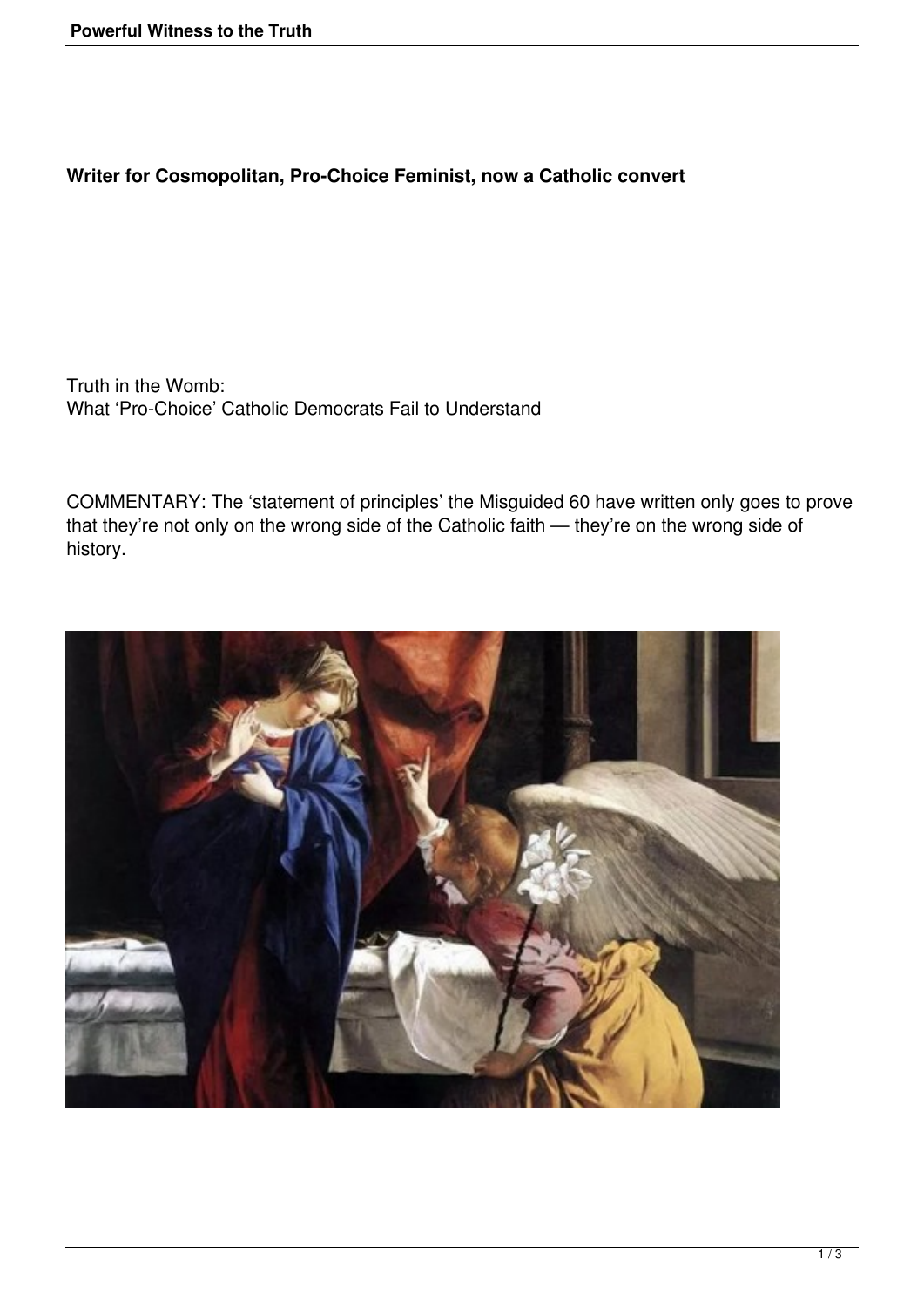**Writer for Cosmopolitan, Pro-Choice Feminist, now a Catholic convert**

Truth in the Womb:
What 'Pro-Choice' Catholic Democrats Fail to Understand

COMMENTARY: The 'statement of principles' the Misguided 60 have written only goes to prove that they're not only on the wrong side of the Catholic faith — they're on the wrong side of history.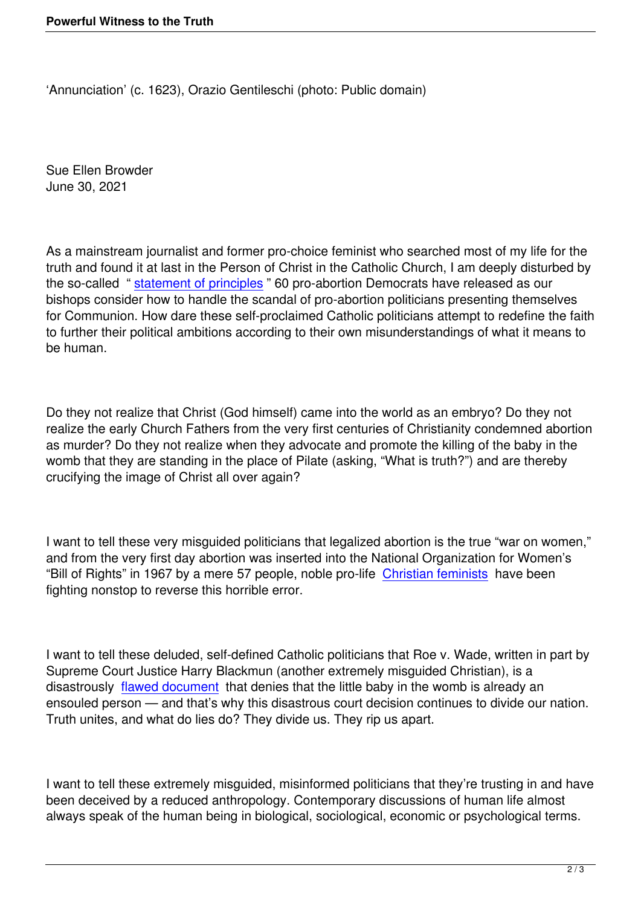'Annunciation' (c. 1623), Orazio Gentileschi (photo: Public domain)

Sue Ellen Browder
June 30, 2021

As a mainstream journalist and former pro-choice feminist who searched most of my life for the truth and found it at last in the Person of Christ in the Catholic Church, I am deeply disturbed by the so-called " statement of principles " 60 pro-abortion Democrats have released as our bishops consider how to handle the scandal of pro-abortion politicians presenting themselves for Communion. How dare these self-proclaimed Catholic politicians attempt to redefine the faith to further their political ambitions according to their own misunderstandings of what it means to be human.

Do they not realize that Christ (God himself) came into the world as an embryo? Do they not realize the early Church Fathers from the very first centuries of Christianity condemned abortion as murder? Do they not realize when they advocate and promote the killing of the baby in the womb that they are standing in the place of Pilate (asking, "What is truth?") and are thereby crucifying the image of Christ all over again?

I want to tell these very misguided politicians that legalized abortion is the true "war on women," and from the very first day abortion was inserted into the National Organization for Women's "Bill of Rights" in 1967 by a mere 57 people, noble pro-life Christian feminists have been fighting nonstop to reverse this horrible error.

I want to tell these deluded, self-defined Catholic politicians that Roe v. Wade, written in part by Supreme Court Justice Harry Blackmun (another extremely misguided Christian), is a disastrously flawed document that denies that the little baby in the womb is already an ensouled person — and that's why this disastrous court decision continues to divide our nation. Truth unites, and what do lies do? They divide us. They rip us apart.

I want to tell these extremely misguided, misinformed politicians that they're trusting in and have been deceived by a reduced anthropology. Contemporary discussions of human life almost always speak of the human being in biological, sociological, economic or psychological terms.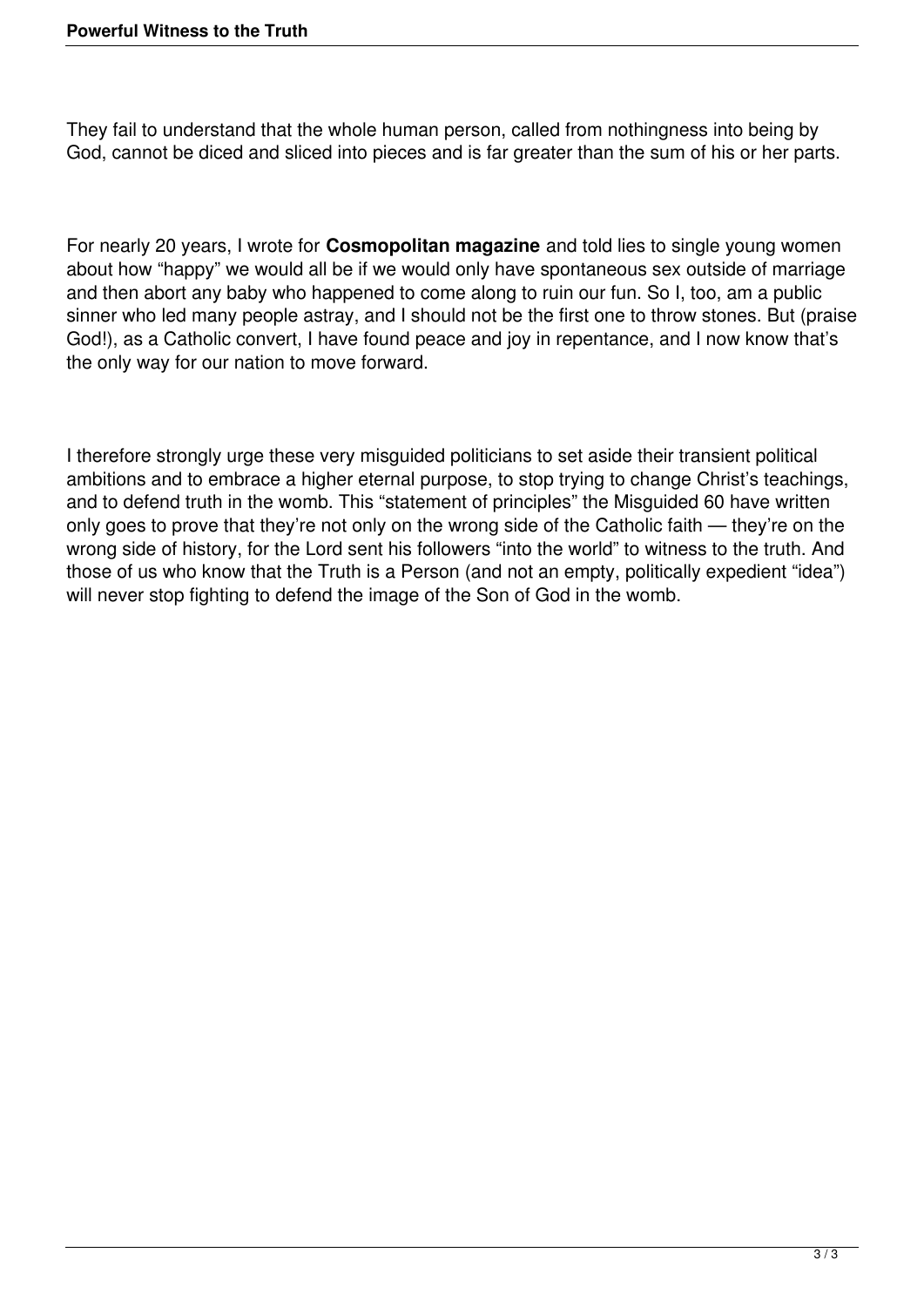They fail to understand that the whole human person, called from nothingness into being by God, cannot be diced and sliced into pieces and is far greater than the sum of his or her parts.

For nearly 20 years, I wrote for **Cosmopolitan magazine** and told lies to single young women about how "happy" we would all be if we would only have spontaneous sex outside of marriage and then abort any baby who happened to come along to ruin our fun. So I, too, am a public sinner who led many people astray, and I should not be the first one to throw stones. But (praise God!), as a Catholic convert, I have found peace and joy in repentance, and I now know that's the only way for our nation to move forward.

I therefore strongly urge these very misguided politicians to set aside their transient political ambitions and to embrace a higher eternal purpose, to stop trying to change Christ's teachings, and to defend truth in the womb. This "statement of principles" the Misguided 60 have written only goes to prove that they're not only on the wrong side of the Catholic faith — they're on the wrong side of history, for the Lord sent his followers "into the world" to witness to the truth. And those of us who know that the Truth is a Person (and not an empty, politically expedient "idea") will never stop fighting to defend the image of the Son of God in the womb.